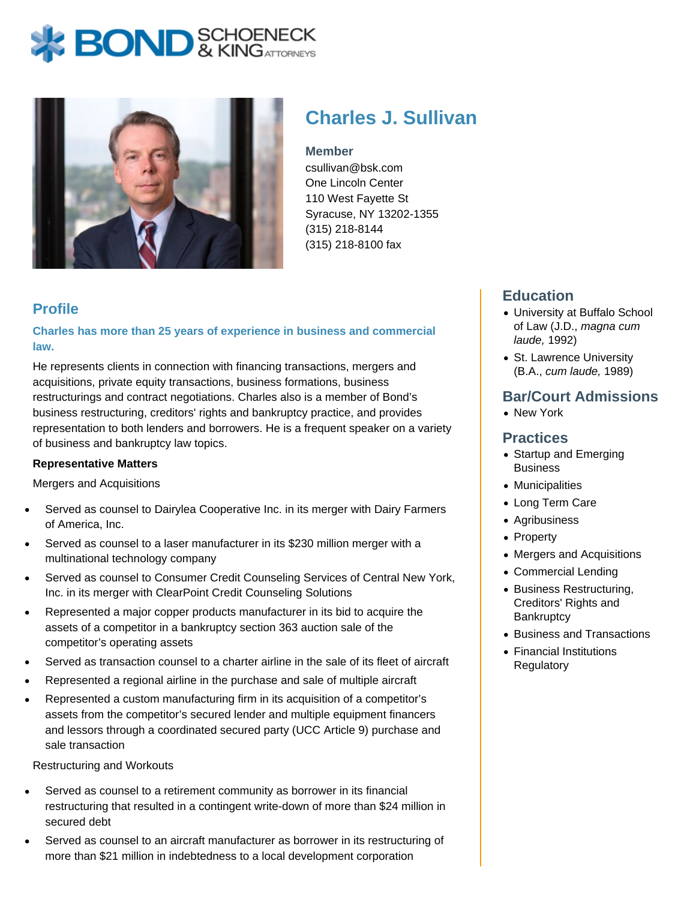# Charles J. Sullivan

**Member**
csullivan@bsk.com
One Lincoln Center
110 West Fayette St
Syracuse, NY 13202-1355
(315) 218-8144
(315) 218-8100 fax

## Profile

**Charles has more than 25 years of experience in business and commercial law.**

He represents clients in connection with financing transactions, mergers and acquisitions, private equity transactions, business formations, business restructurings and contract negotiations. Charles also is a member of Bond's business restructuring, creditors' rights and bankruptcy practice, and provides representation to both lenders and borrowers. He is a frequent speaker on a variety of business and bankruptcy law topics.

**Representative Matters**

Mergers and Acquisitions

- Served as counsel to Dairylea Cooperative Inc. in its merger with Dairy Farmers of America, Inc.
- Served as counsel to a laser manufacturer in its $230 million merger with a multinational technology company
- Served as counsel to Consumer Credit Counseling Services of Central New York, Inc. in its merger with ClearPoint Credit Counseling Solutions
- Represented a major copper products manufacturer in its bid to acquire the assets of a competitor in a bankruptcy section 363 auction sale of the competitor's operating assets
- Served as transaction counsel to a charter airline in the sale of its fleet of aircraft
- Represented a regional airline in the purchase and sale of multiple aircraft
- Represented a custom manufacturing firm in its acquisition of a competitor's assets from the competitor's secured lender and multiple equipment financers and lessors through a coordinated secured party (UCC Article 9) purchase and sale transaction

Restructuring and Workouts

- Served as counsel to a retirement community as borrower in its financial restructuring that resulted in a contingent write-down of more than $24 million in secured debt
- Served as counsel to an aircraft manufacturer as borrower in its restructuring of more than $21 million in indebtedness to a local development corporation

## Education

- University at Buffalo School of Law (J.D., *magna cum laude,* 1992)
- St. Lawrence University (B.A., *cum laude,* 1989)

## Bar/Court Admissions

- New York

## Practices

- Startup and Emerging Business
- Municipalities
- Long Term Care
- Agribusiness
- Property
- Mergers and Acquisitions
- Commercial Lending
- Business Restructuring, Creditors' Rights and Bankruptcy
- Business and Transactions
- Financial Institutions Regulatory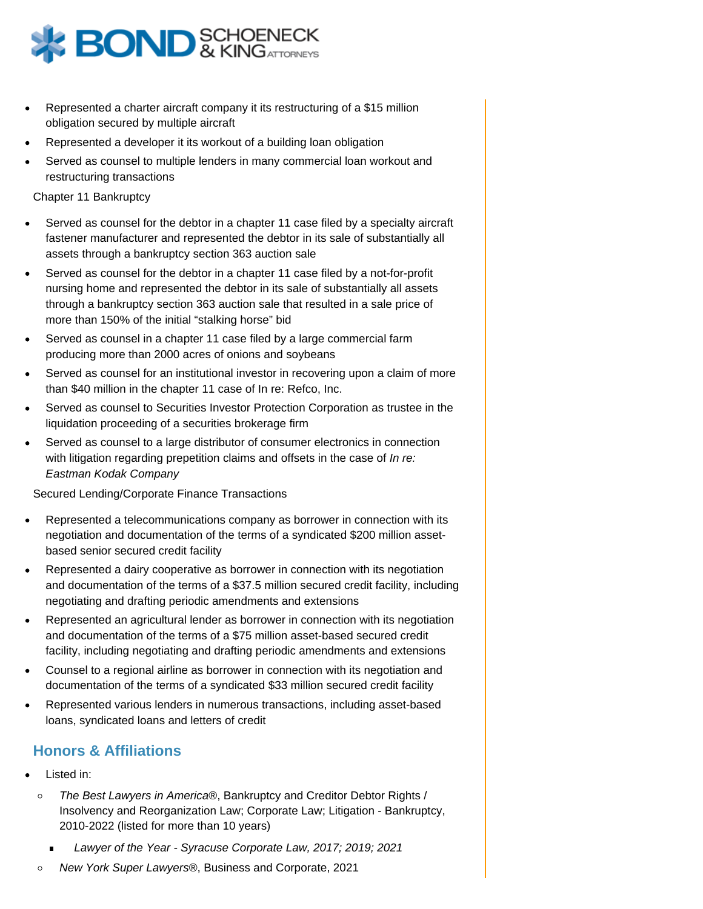- Represented a charter aircraft company it its restructuring of a $15 million obligation secured by multiple aircraft
- Represented a developer it its workout of a building loan obligation
- Served as counsel to multiple lenders in many commercial loan workout and restructuring transactions

Chapter 11 Bankruptcy

- Served as counsel for the debtor in a chapter 11 case filed by a specialty aircraft fastener manufacturer and represented the debtor in its sale of substantially all assets through a bankruptcy section 363 auction sale
- Served as counsel for the debtor in a chapter 11 case filed by a not-for-profit nursing home and represented the debtor in its sale of substantially all assets through a bankruptcy section 363 auction sale that resulted in a sale price of more than 150% of the initial "stalking horse" bid
- Served as counsel in a chapter 11 case filed by a large commercial farm producing more than 2000 acres of onions and soybeans
- Served as counsel for an institutional investor in recovering upon a claim of more than $40 million in the chapter 11 case of In re: Refco, Inc.
- Served as counsel to Securities Investor Protection Corporation as trustee in the liquidation proceeding of a securities brokerage firm
- Served as counsel to a large distributor of consumer electronics in connection with litigation regarding prepetition claims and offsets in the case of *In re: Eastman Kodak Company*

Secured Lending/Corporate Finance Transactions

- Represented a telecommunications company as borrower in connection with its negotiation and documentation of the terms of a syndicated $200 million asset-based senior secured credit facility
- Represented a dairy cooperative as borrower in connection with its negotiation and documentation of the terms of a $37.5 million secured credit facility, including negotiating and drafting periodic amendments and extensions
- Represented an agricultural lender as borrower in connection with its negotiation and documentation of the terms of a $75 million asset-based secured credit facility, including negotiating and drafting periodic amendments and extensions
- Counsel to a regional airline as borrower in connection with its negotiation and documentation of the terms of a syndicated $33 million secured credit facility
- Represented various lenders in numerous transactions, including asset-based loans, syndicated loans and letters of credit

## Honors & Affiliations

- Listed in:
  - *The Best Lawyers in America*®, Bankruptcy and Creditor Debtor Rights / Insolvency and Reorganization Law; Corporate Law; Litigation - Bankruptcy, 2010-2022 (listed for more than 10 years)
    - *Lawyer of the Year - Syracuse Corporate Law, 2017; 2019; 2021*
  - *New York Super Lawyers*®, Business and Corporate, 2021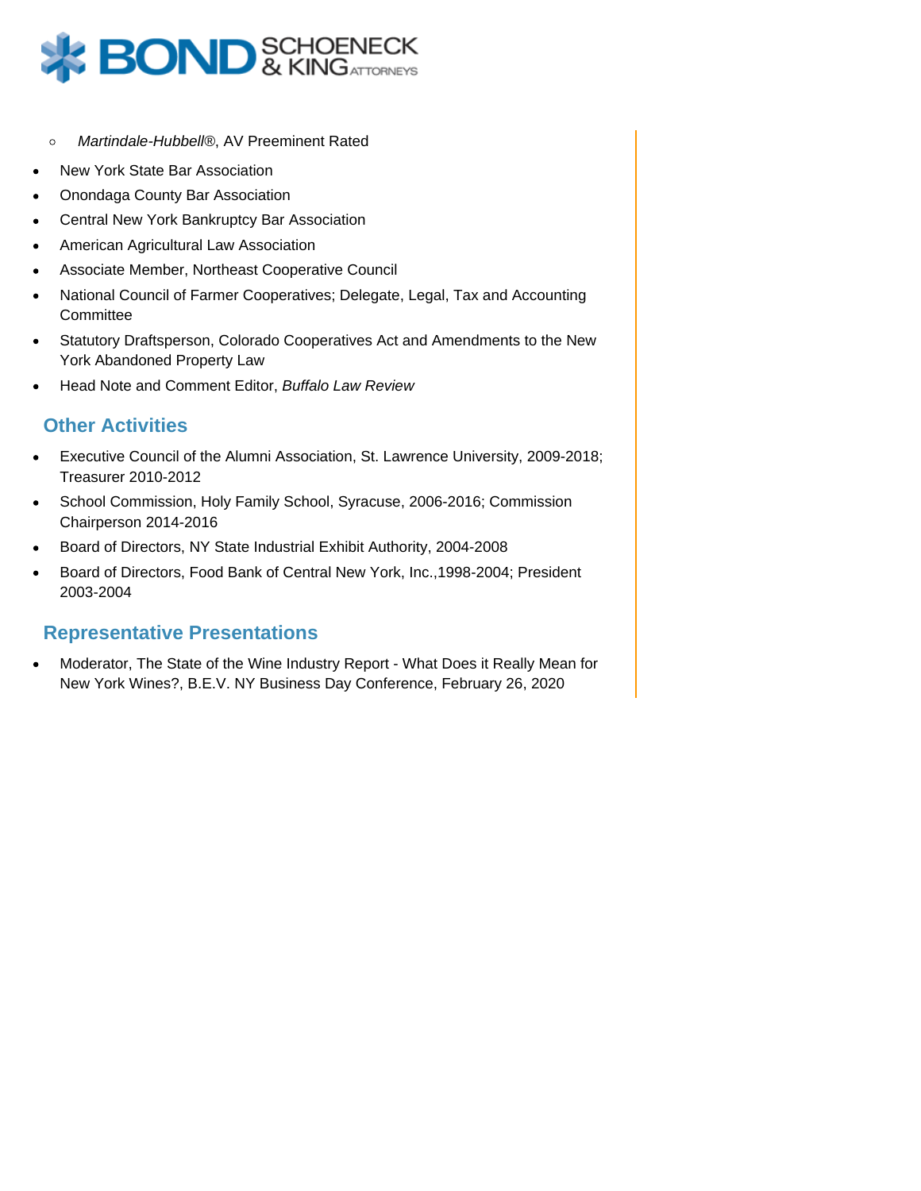- *Martindale-Hubbell*®, AV Preeminent Rated
- New York State Bar Association
- Onondaga County Bar Association
- Central New York Bankruptcy Bar Association
- American Agricultural Law Association
- Associate Member, Northeast Cooperative Council
- National Council of Farmer Cooperatives; Delegate, Legal, Tax and Accounting Committee
- Statutory Draftsperson, Colorado Cooperatives Act and Amendments to the New York Abandoned Property Law
- Head Note and Comment Editor, *Buffalo Law Review*

## Other Activities

- Executive Council of the Alumni Association, St. Lawrence University, 2009-2018; Treasurer 2010-2012
- School Commission, Holy Family School, Syracuse, 2006-2016; Commission Chairperson 2014-2016
- Board of Directors, NY State Industrial Exhibit Authority, 2004-2008
- Board of Directors, Food Bank of Central New York, Inc.,1998-2004; President 2003-2004

## Representative Presentations

- Moderator, The State of the Wine Industry Report - What Does it Really Mean for New York Wines?, B.E.V. NY Business Day Conference, February 26, 2020